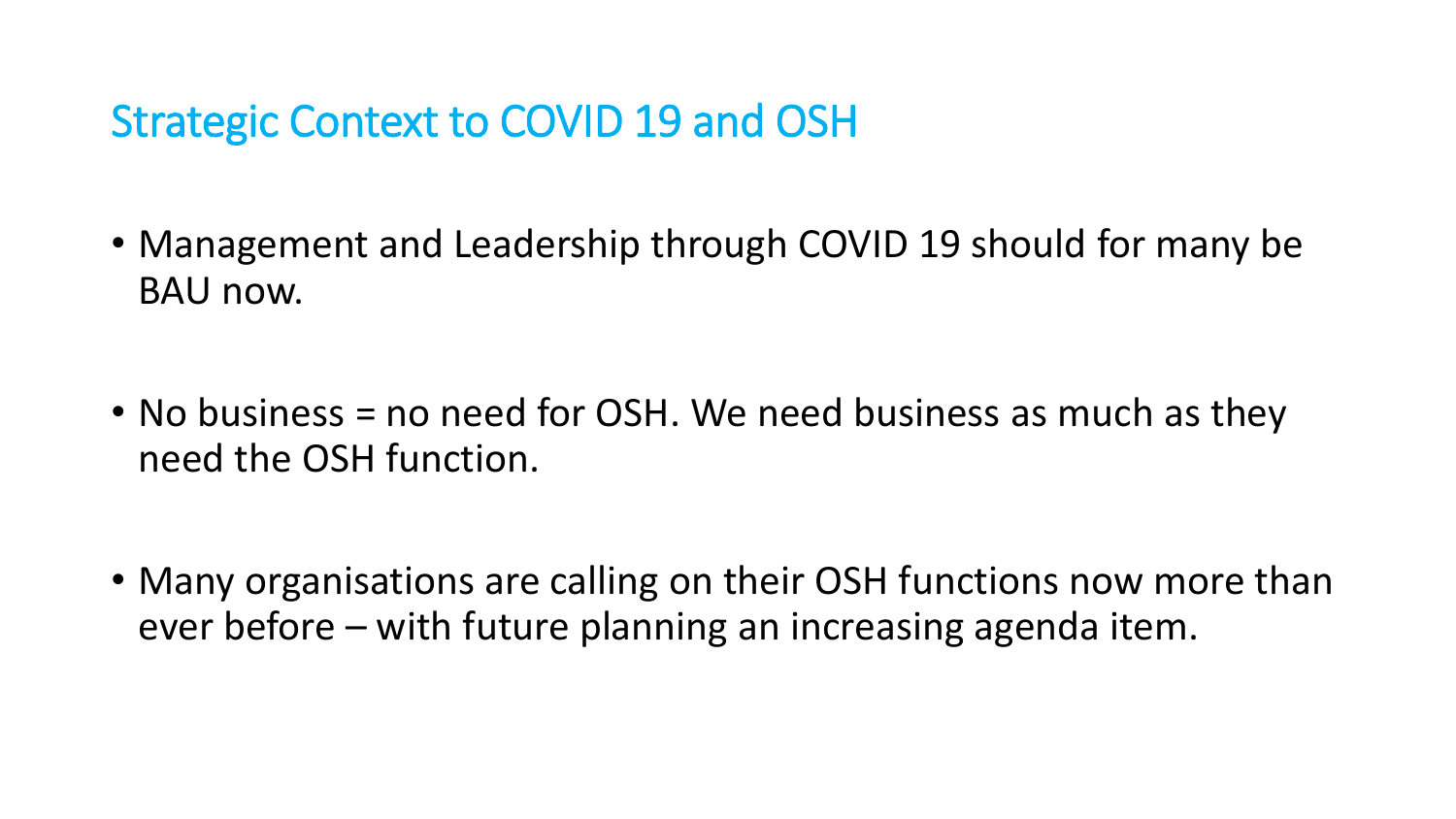## Strategic Context to COVID 19 and OSH

- Management and Leadership through COVID 19 should for many be BAU now.

- No business = no need for OSH. We need business as much as they need the OSH function.

- Many organisations are calling on their OSH functions now more than ever before – with future planning an increasing agenda item.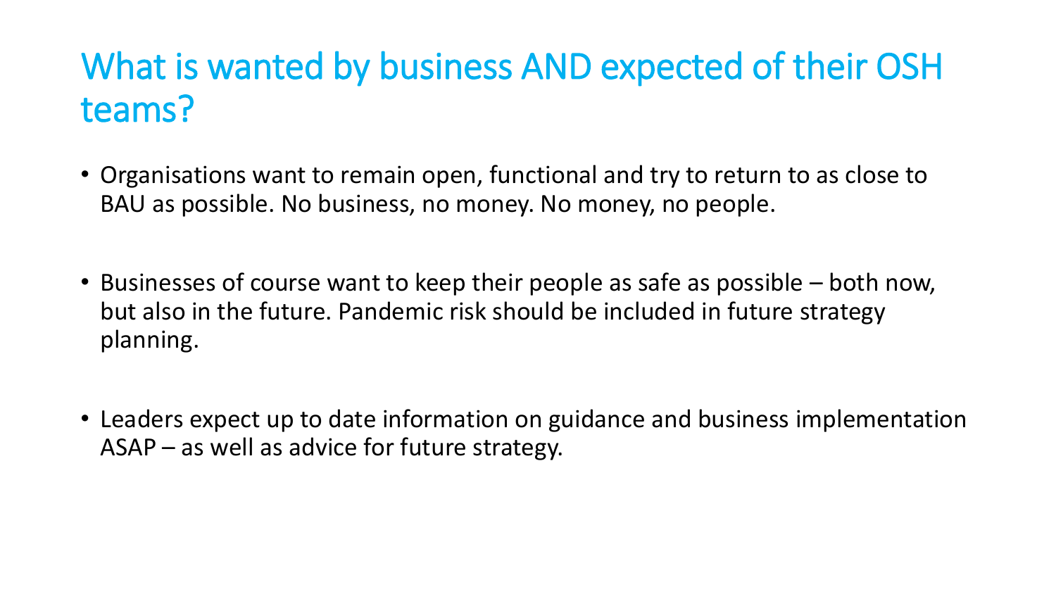# What is wanted by business AND expected of their OSH teams?

- Organisations want to remain open, functional and try to return to as close to BAU as possible. No business, no money. No money, no people.

- Businesses of course want to keep their people as safe as possible – both now, but also in the future. Pandemic risk should be included in future strategy planning.

- Leaders expect up to date information on guidance and business implementation ASAP – as well as advice for future strategy.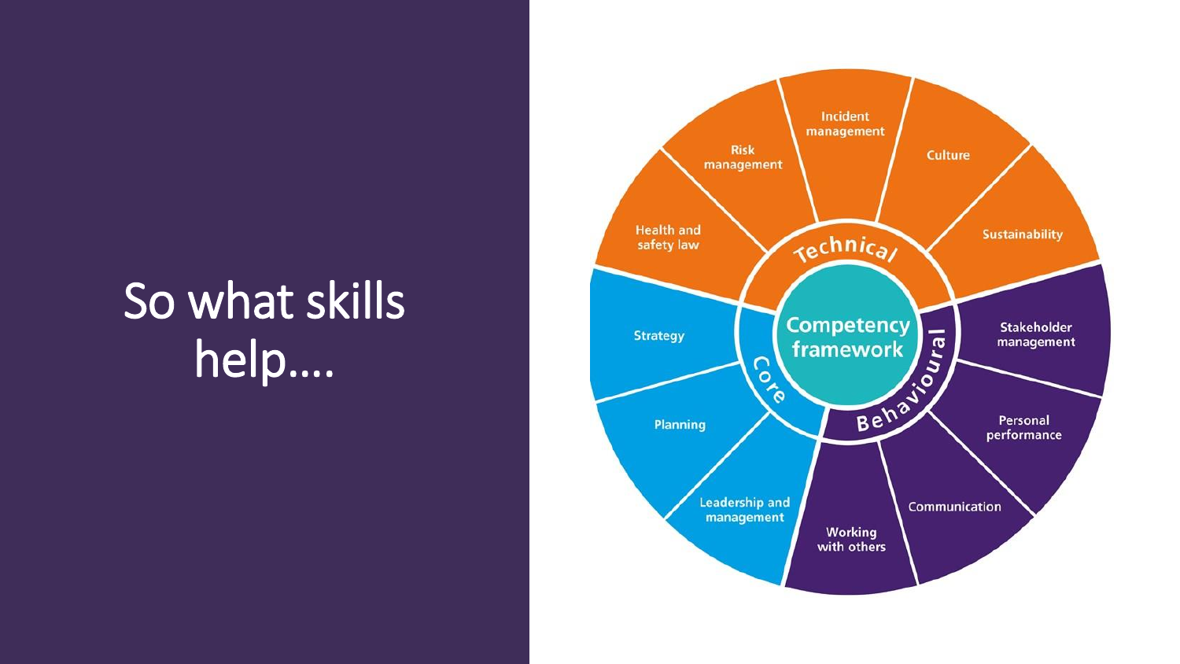# So what skills help….

**Competency framework**

**Technical**
- Health and safety law
- Risk management
- Incident management
- Culture
- Sustainability

**Behavioural**
- Stakeholder management
- Personal performance
- Communication
- Working with others

**Core**
- Leadership and management
- Planning
- Strategy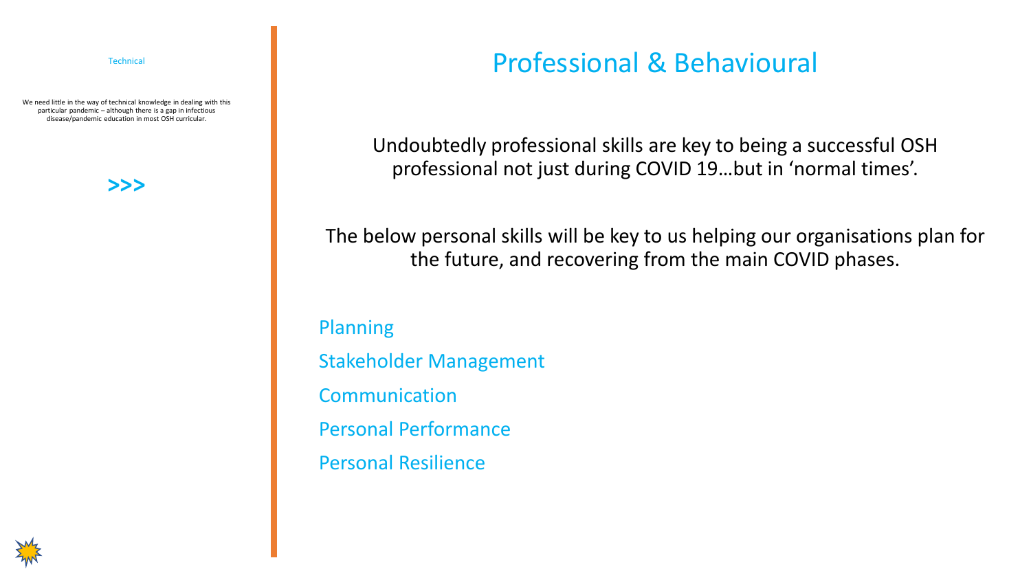Technical

We need little in the way of technical knowledge in dealing with this particular pandemic – although there is a gap in infectious disease/pandemic education in most OSH curricular.

**>>>**

# Professional & Behavioural

Undoubtedly professional skills are key to being a successful OSH professional not just during COVID 19…but in 'normal times'.

The below personal skills will be key to us helping our organisations plan for the future, and recovering from the main COVID phases.

- Planning
- Stakeholder Management
- Communication
- Personal Performance
- Personal Resilience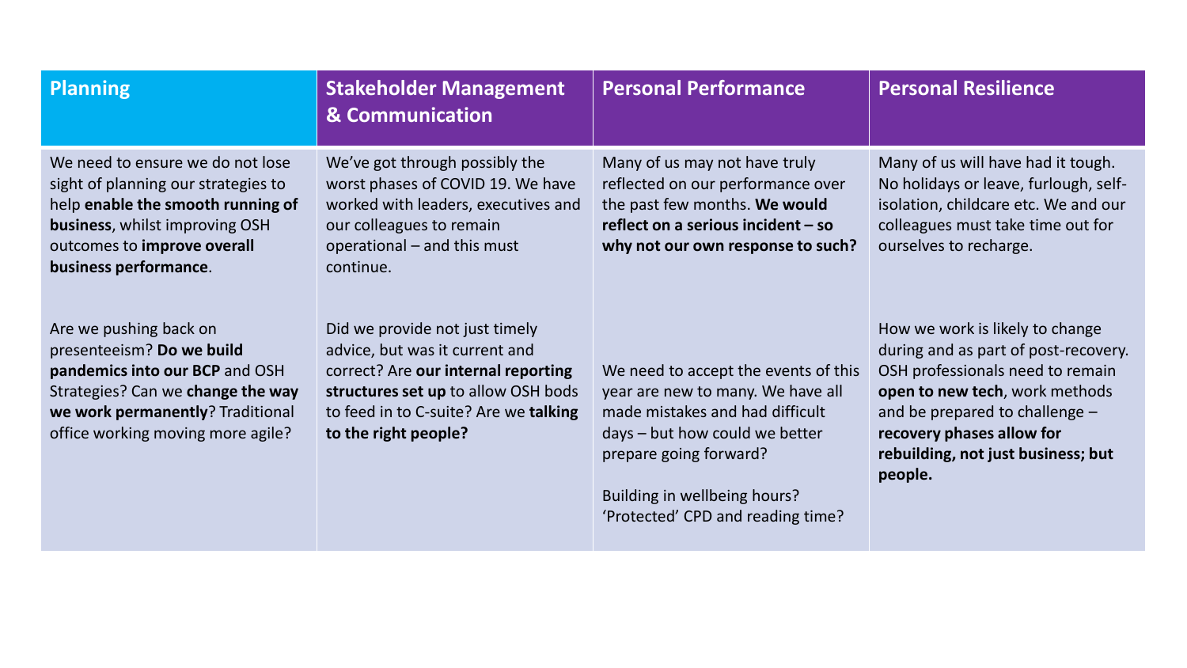| Planning | Stakeholder Management & Communication | Personal Performance | Personal Resilience |
| --- | --- | --- | --- |
| We need to ensure we do not lose sight of planning our strategies to help **enable the smooth running of business**, whilst improving OSH outcomes to **improve overall business performance**. | We've got through possibly the worst phases of COVID 19. We have worked with leaders, executives and our colleagues to remain operational – and this must continue. | Many of us may not have truly reflected on our performance over the past few months. **We would reflect on a serious incident – so why not our own response to such?** | Many of us will have had it tough. No holidays or leave, furlough, self-isolation, childcare etc. We and our colleagues must take time out for ourselves to recharge. |
| Are we pushing back on presenteeism? **Do we build pandemics into our BCP** and OSH Strategies? Can we **change the way we work permanently**? Traditional office working moving more agile? | Did we provide not just timely advice, but was it current and correct? Are **our internal reporting structures set up** to allow OSH bods to feed in to C-suite? Are we **talking to the right people?** | We need to accept the events of this year are new to many. We have all made mistakes and had difficult days – but how could we better prepare going forward?<br><br>Building in wellbeing hours? 'Protected' CPD and reading time? | How we work is likely to change during and as part of post-recovery. OSH professionals need to remain **open to new tech**, work methods and be prepared to challenge – **recovery phases allow for rebuilding, not just business; but people.** |